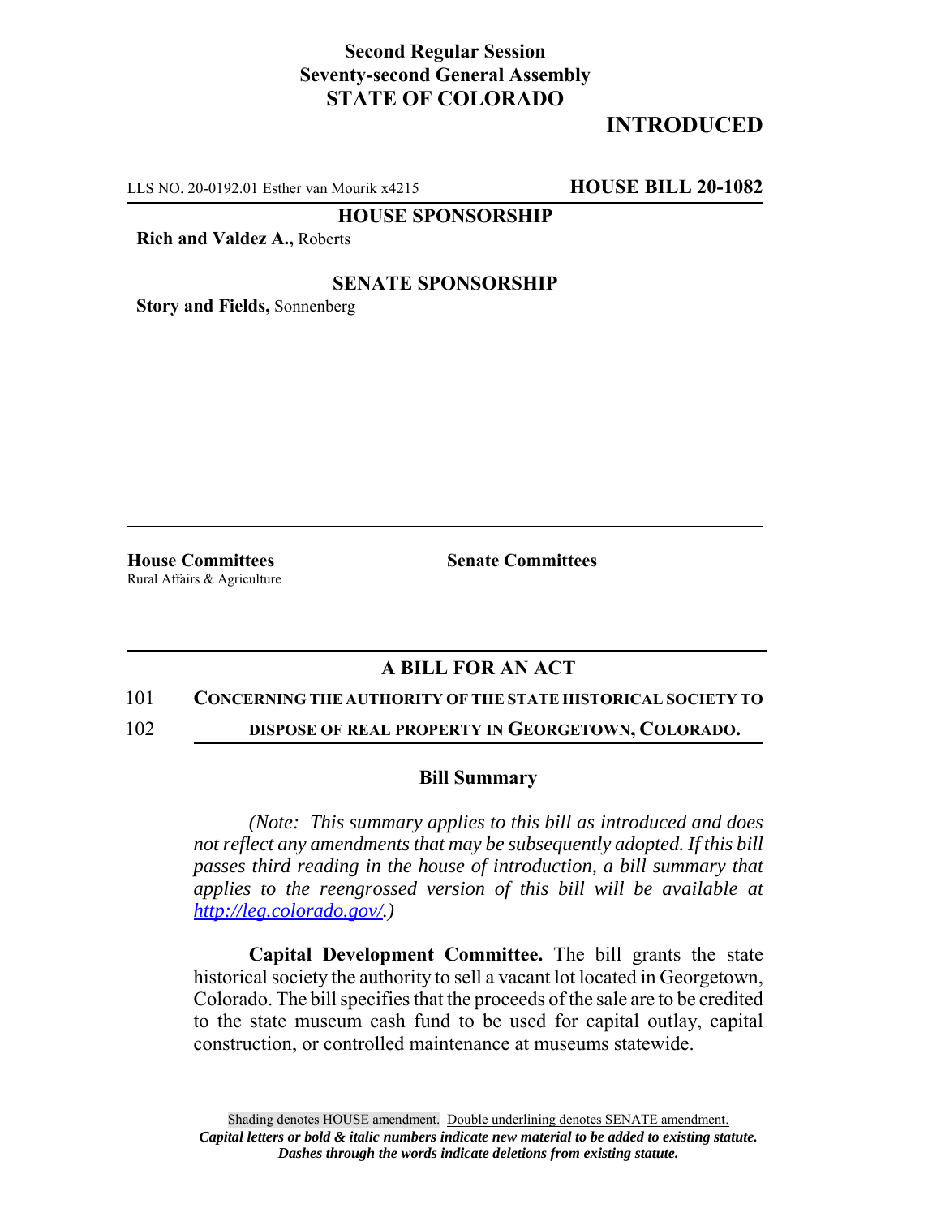**Second Regular Session**
**Seventy-second General Assembly**
**STATE OF COLORADO**

# INTRODUCED

LLS NO. 20-0192.01 Esther van Mourik x4215 **HOUSE BILL 20-1082**

**HOUSE SPONSORSHIP**

**Rich and Valdez A.,** Roberts

**SENATE SPONSORSHIP**

**Story and Fields,** Sonnenberg

**House Committees**
Rural Affairs & Agriculture

**Senate Committees**

## A BILL FOR AN ACT

101 **CONCERNING THE AUTHORITY OF THE STATE HISTORICAL SOCIETY TO**

102 **DISPOSE OF REAL PROPERTY IN GEORGETOWN, COLORADO.**

### Bill Summary

*(Note: This summary applies to this bill as introduced and does not reflect any amendments that may be subsequently adopted. If this bill passes third reading in the house of introduction, a bill summary that applies to the reengrossed version of this bill will be available at http://leg.colorado.gov/.)*

**Capital Development Committee.** The bill grants the state historical society the authority to sell a vacant lot located in Georgetown, Colorado. The bill specifies that the proceeds of the sale are to be credited to the state museum cash fund to be used for capital outlay, capital construction, or controlled maintenance at museums statewide.

Shading denotes HOUSE amendment. Double underlining denotes SENATE amendment.
*Capital letters or bold & italic numbers indicate new material to be added to existing statute.*
*Dashes through the words indicate deletions from existing statute.*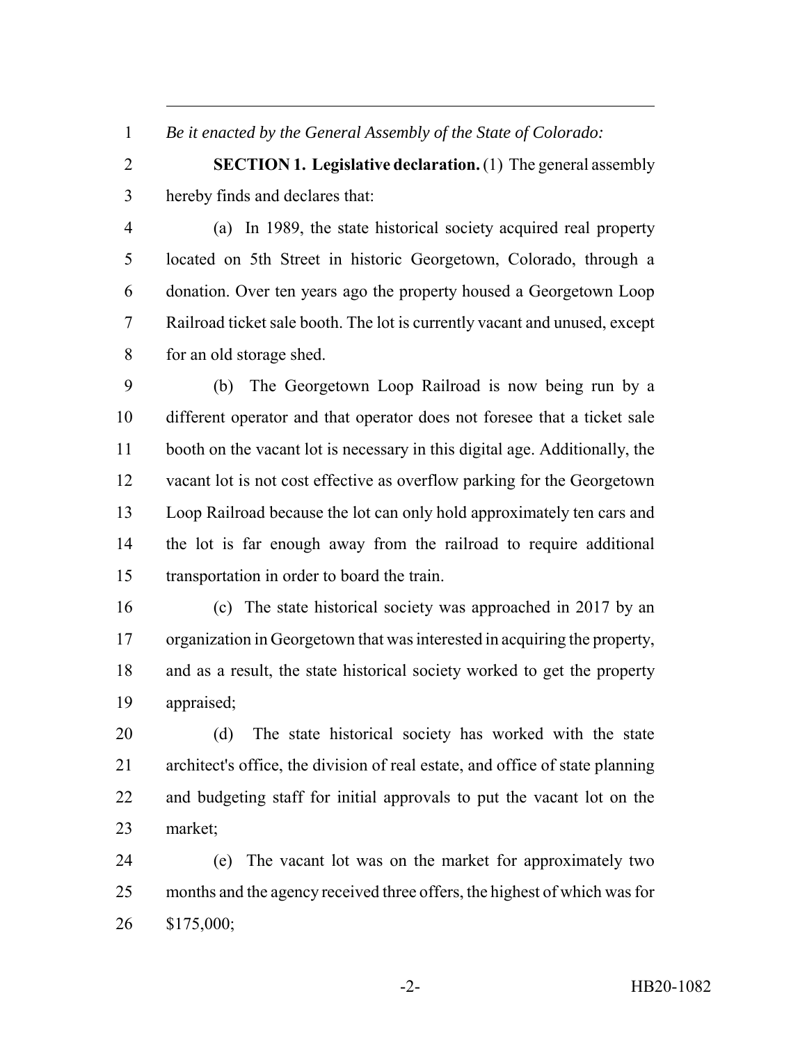*Be it enacted by the General Assembly of the State of Colorado:*

**SECTION 1. Legislative declaration.** (1) The general assembly hereby finds and declares that:

(a) In 1989, the state historical society acquired real property located on 5th Street in historic Georgetown, Colorado, through a donation. Over ten years ago the property housed a Georgetown Loop Railroad ticket sale booth. The lot is currently vacant and unused, except for an old storage shed.

(b) The Georgetown Loop Railroad is now being run by a different operator and that operator does not foresee that a ticket sale booth on the vacant lot is necessary in this digital age. Additionally, the vacant lot is not cost effective as overflow parking for the Georgetown Loop Railroad because the lot can only hold approximately ten cars and the lot is far enough away from the railroad to require additional transportation in order to board the train.

(c) The state historical society was approached in 2017 by an organization in Georgetown that was interested in acquiring the property, and as a result, the state historical society worked to get the property appraised;

(d) The state historical society has worked with the state architect's office, the division of real estate, and office of state planning and budgeting staff for initial approvals to put the vacant lot on the market;

(e) The vacant lot was on the market for approximately two months and the agency received three offers, the highest of which was for $175,000;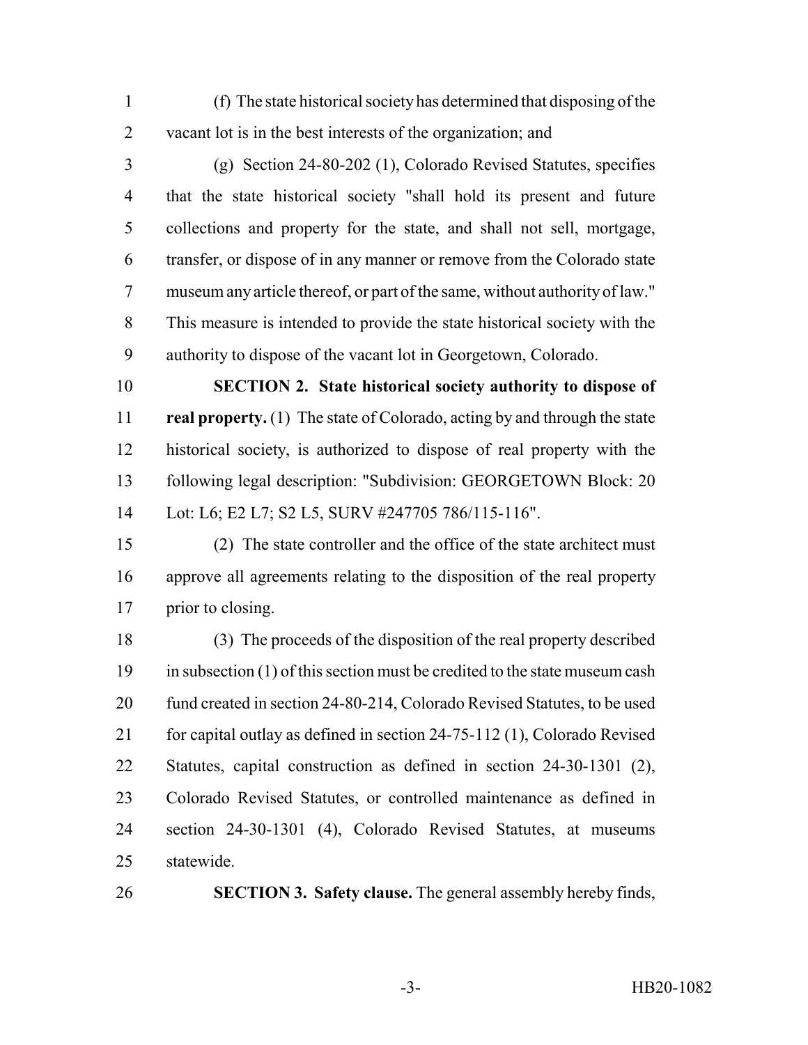(f) The state historical society has determined that disposing of the vacant lot is in the best interests of the organization; and

(g) Section 24-80-202 (1), Colorado Revised Statutes, specifies that the state historical society "shall hold its present and future collections and property for the state, and shall not sell, mortgage, transfer, or dispose of in any manner or remove from the Colorado state museum any article thereof, or part of the same, without authority of law." This measure is intended to provide the state historical society with the authority to dispose of the vacant lot in Georgetown, Colorado.

**SECTION 2. State historical society authority to dispose of real property.** (1) The state of Colorado, acting by and through the state historical society, is authorized to dispose of real property with the following legal description: "Subdivision: GEORGETOWN Block: 20 Lot: L6; E2 L7; S2 L5, SURV #247705 786/115-116".

(2) The state controller and the office of the state architect must approve all agreements relating to the disposition of the real property prior to closing.

(3) The proceeds of the disposition of the real property described in subsection (1) of this section must be credited to the state museum cash fund created in section 24-80-214, Colorado Revised Statutes, to be used for capital outlay as defined in section 24-75-112 (1), Colorado Revised Statutes, capital construction as defined in section 24-30-1301 (2), Colorado Revised Statutes, or controlled maintenance as defined in section 24-30-1301 (4), Colorado Revised Statutes, at museums statewide.

**SECTION 3. Safety clause.** The general assembly hereby finds,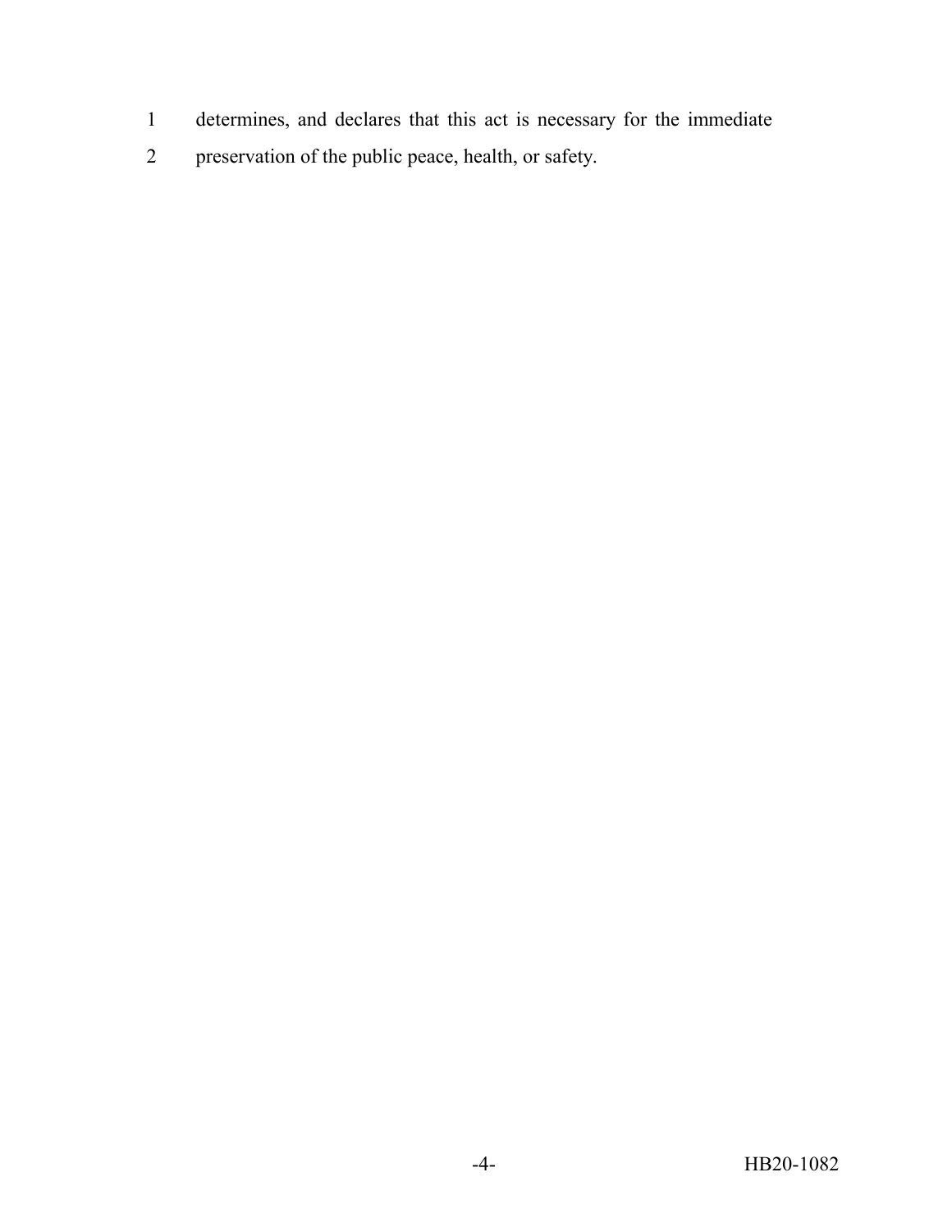determines, and declares that this act is necessary for the immediate preservation of the public peace, health, or safety.